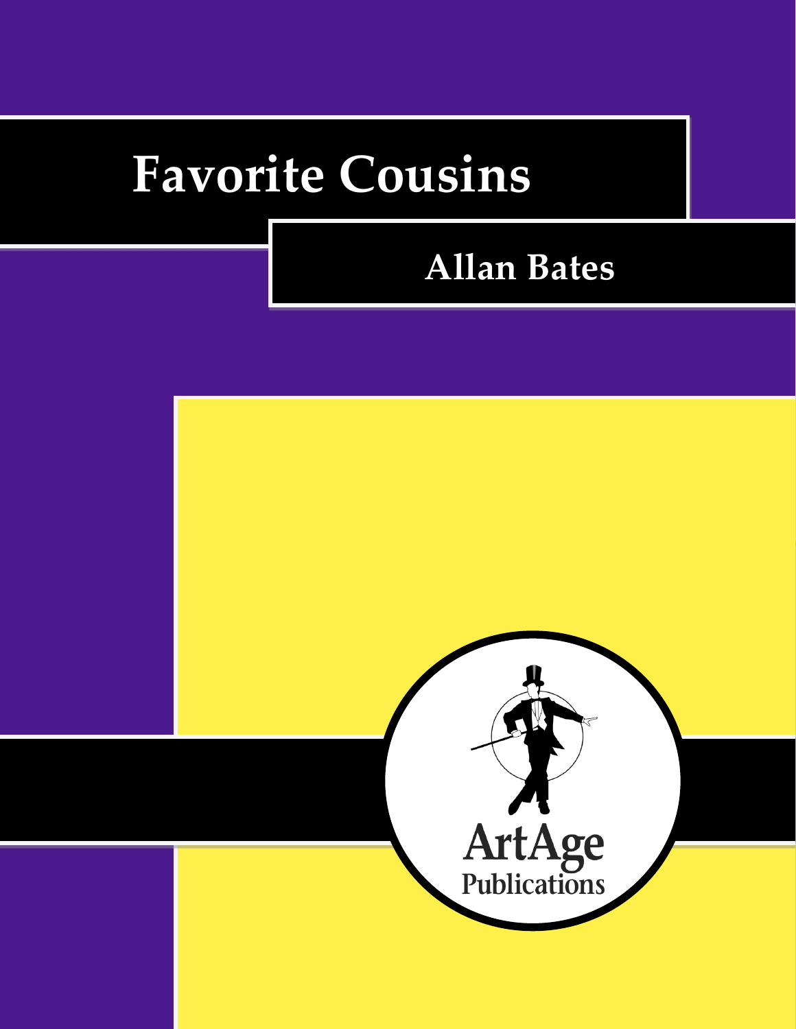# Favorite Cousins

## Allan Bates

ArtAge Publications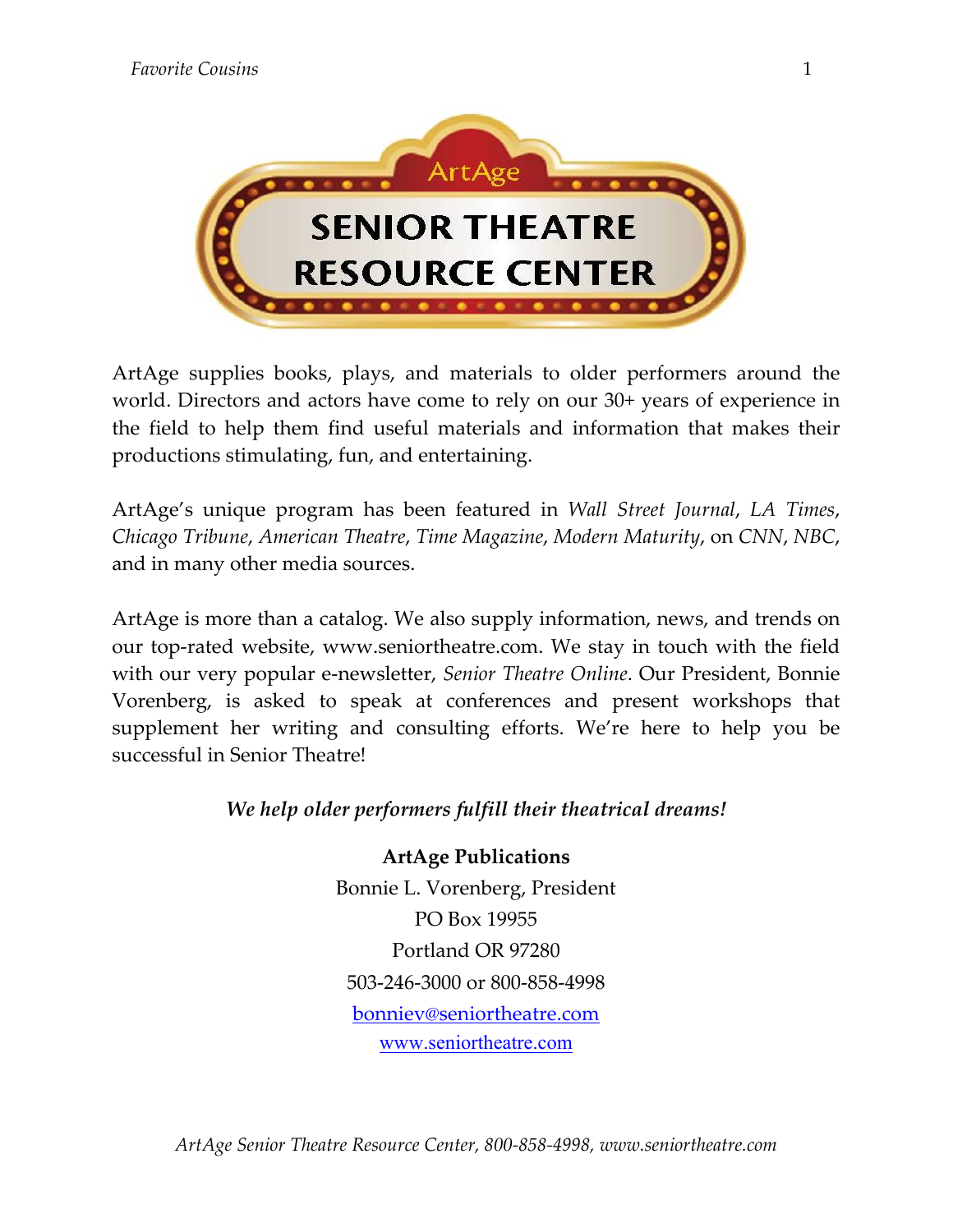# ArtAge SENIOR THEATRE RESOURCE CENTER

ArtAge supplies books, plays, and materials to older performers around the world. Directors and actors have come to rely on our 30+ years of experience in the field to help them find useful materials and information that makes their productions stimulating, fun, and entertaining.

ArtAge's unique program has been featured in *Wall Street Journal*, *LA Times*, *Chicago Tribune*, *American Theatre*, *Time Magazine*, *Modern Maturity*, on *CNN*, *NBC*, and in many other media sources.

ArtAge is more than a catalog. We also supply information, news, and trends on our top-rated website, www.seniortheatre.com. We stay in touch with the field with our very popular e-newsletter, *Senior Theatre Online*. Our President, Bonnie Vorenberg, is asked to speak at conferences and present workshops that supplement her writing and consulting efforts. We're here to help you be successful in Senior Theatre!

***We help older performers fulfill their theatrical dreams!***

**ArtAge Publications**
Bonnie L. Vorenberg, President
PO Box 19955
Portland OR 97280
503-246-3000 or 800-858-4998
bonniev@seniortheatre.com
www.seniortheatre.com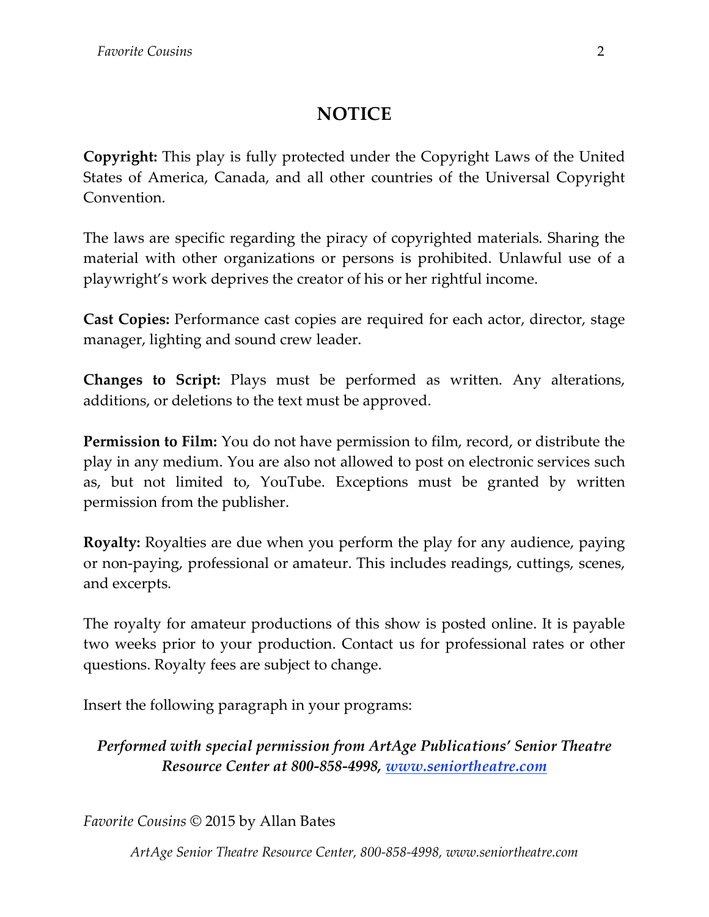# NOTICE

**Copyright:** This play is fully protected under the Copyright Laws of the United States of America, Canada, and all other countries of the Universal Copyright Convention.

The laws are specific regarding the piracy of copyrighted materials. Sharing the material with other organizations or persons is prohibited. Unlawful use of a playwright's work deprives the creator of his or her rightful income.

**Cast Copies:** Performance cast copies are required for each actor, director, stage manager, lighting and sound crew leader.

**Changes to Script:** Plays must be performed as written. Any alterations, additions, or deletions to the text must be approved.

**Permission to Film:** You do not have permission to film, record, or distribute the play in any medium. You are also not allowed to post on electronic services such as, but not limited to, YouTube. Exceptions must be granted by written permission from the publisher.

**Royalty:** Royalties are due when you perform the play for any audience, paying or non-paying, professional or amateur. This includes readings, cuttings, scenes, and excerpts.

The royalty for amateur productions of this show is posted online. It is payable two weeks prior to your production. Contact us for professional rates or other questions. Royalty fees are subject to change.

Insert the following paragraph in your programs:

***Performed with special permission from ArtAge Publications' Senior Theatre Resource Center at 800-858-4998, [www.seniortheatre.com](http://www.seniortheatre.com)***

*Favorite Cousins* © 2015 by Allan Bates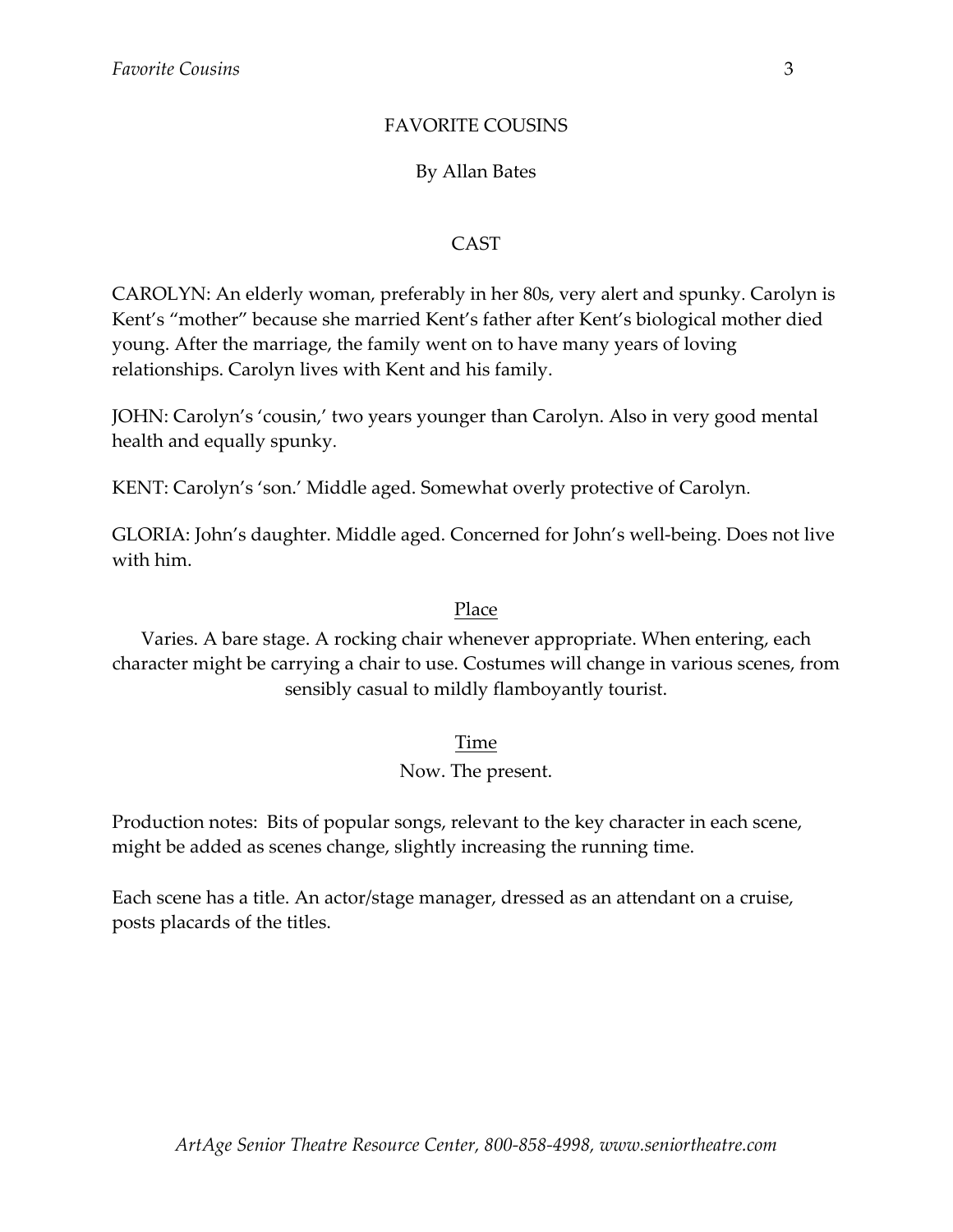# FAVORITE COUSINS

By Allan Bates

## CAST

CAROLYN: An elderly woman, preferably in her 80s, very alert and spunky. Carolyn is Kent's "mother" because she married Kent's father after Kent's biological mother died young. After the marriage, the family went on to have many years of loving relationships. Carolyn lives with Kent and his family.

JOHN: Carolyn's 'cousin,' two years younger than Carolyn. Also in very good mental health and equally spunky.

KENT: Carolyn's 'son.' Middle aged. Somewhat overly protective of Carolyn.

GLORIA: John's daughter. Middle aged. Concerned for John's well-being. Does not live with him.

### Place

Varies. A bare stage. A rocking chair whenever appropriate. When entering, each character might be carrying a chair to use. Costumes will change in various scenes, from sensibly casual to mildly flamboyantly tourist.

### Time

Now. The present.

Production notes: Bits of popular songs, relevant to the key character in each scene, might be added as scenes change, slightly increasing the running time.

Each scene has a title. An actor/stage manager, dressed as an attendant on a cruise, posts placards of the titles.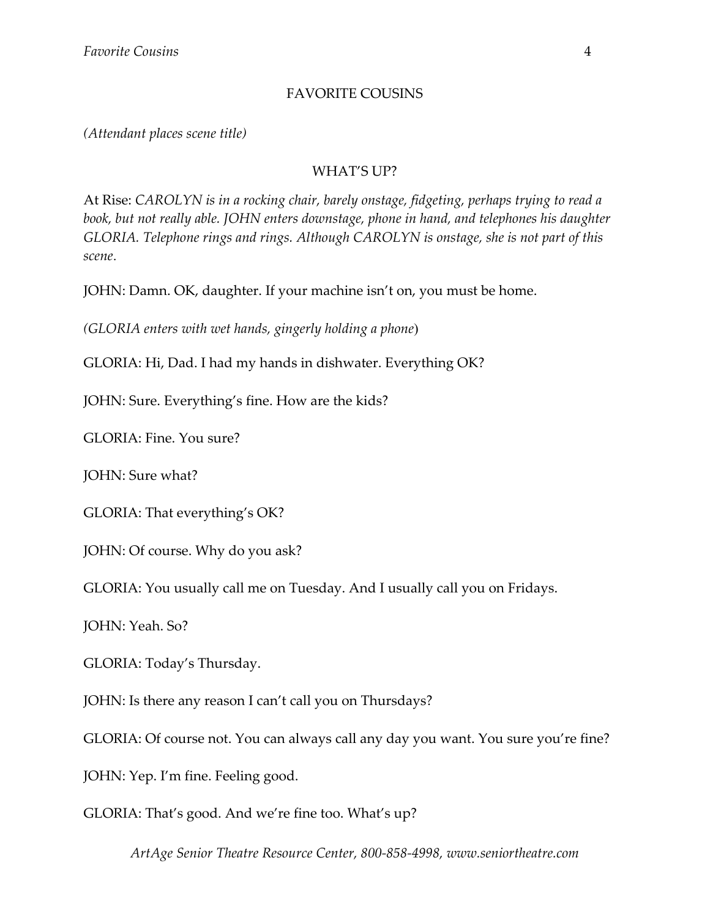## FAVORITE COUSINS

*(Attendant places scene title)*

### WHAT'S UP?

At Rise: *CAROLYN is in a rocking chair, barely onstage, fidgeting, perhaps trying to read a book, but not really able. JOHN enters downstage, phone in hand, and telephones his daughter GLORIA. Telephone rings and rings. Although CAROLYN is onstage, she is not part of this scene*.

JOHN: Damn. OK, daughter. If your machine isn't on, you must be home.

*(GLORIA enters with wet hands, gingerly holding a phone*)

GLORIA: Hi, Dad. I had my hands in dishwater. Everything OK?

JOHN: Sure. Everything's fine. How are the kids?

GLORIA: Fine. You sure?

JOHN: Sure what?

GLORIA: That everything's OK?

JOHN: Of course. Why do you ask?

GLORIA: You usually call me on Tuesday. And I usually call you on Fridays.

JOHN: Yeah. So?

GLORIA: Today's Thursday.

JOHN: Is there any reason I can't call you on Thursdays?

GLORIA: Of course not. You can always call any day you want. You sure you're fine?

JOHN: Yep. I'm fine. Feeling good.

GLORIA: That's good. And we're fine too. What's up?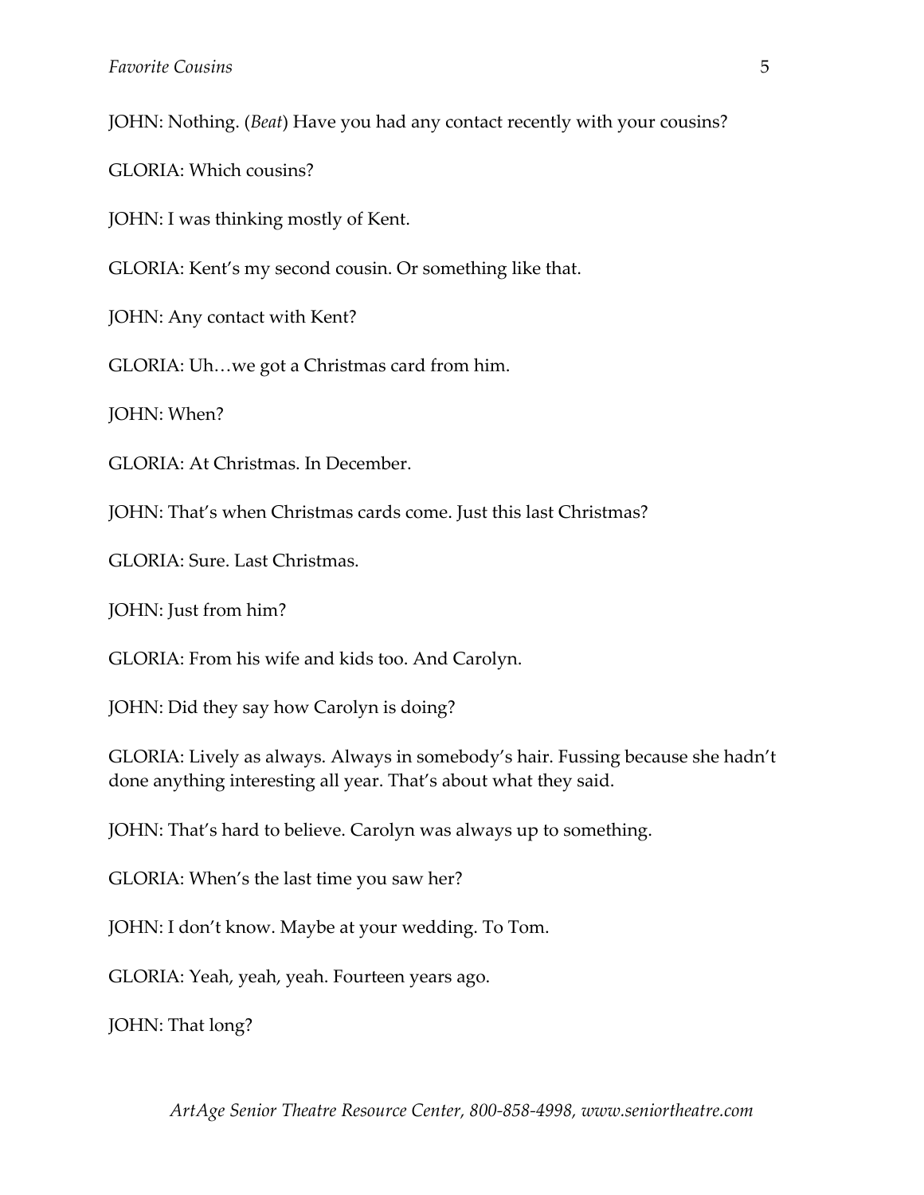JOHN: Nothing. (*Beat*) Have you had any contact recently with your cousins?

GLORIA: Which cousins?

JOHN: I was thinking mostly of Kent.

GLORIA: Kent's my second cousin. Or something like that.

JOHN: Any contact with Kent?

GLORIA: Uh…we got a Christmas card from him.

JOHN: When?

GLORIA: At Christmas. In December.

JOHN: That's when Christmas cards come. Just this last Christmas?

GLORIA: Sure. Last Christmas.

JOHN: Just from him?

GLORIA: From his wife and kids too. And Carolyn.

JOHN: Did they say how Carolyn is doing?

GLORIA: Lively as always. Always in somebody's hair. Fussing because she hadn't done anything interesting all year. That's about what they said.

JOHN: That's hard to believe. Carolyn was always up to something.

GLORIA: When's the last time you saw her?

JOHN: I don't know. Maybe at your wedding. To Tom.

GLORIA: Yeah, yeah, yeah. Fourteen years ago.

JOHN: That long?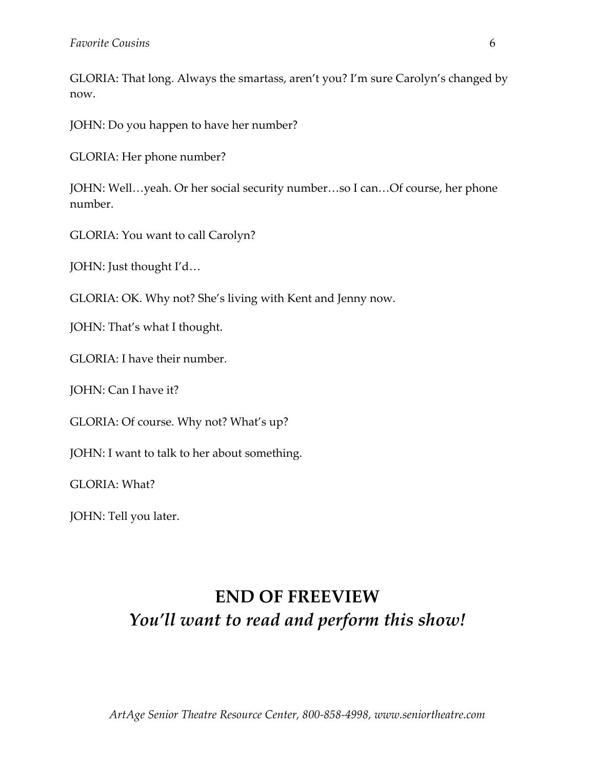GLORIA: That long. Always the smartass, aren't you? I'm sure Carolyn's changed by now.

JOHN: Do you happen to have her number?

GLORIA: Her phone number?

JOHN: Well…yeah. Or her social security number…so I can…Of course, her phone number.

GLORIA: You want to call Carolyn?

JOHN: Just thought I'd…

GLORIA: OK. Why not? She's living with Kent and Jenny now.

JOHN: That's what I thought.

GLORIA: I have their number.

JOHN: Can I have it?

GLORIA: Of course. Why not? What's up?

JOHN: I want to talk to her about something.

GLORIA: What?

JOHN: Tell you later.

## END OF FREEVIEW

## *You'll want to read and perform this show!*

*ArtAge Senior Theatre Resource Center, 800-858-4998, www.seniortheatre.com*